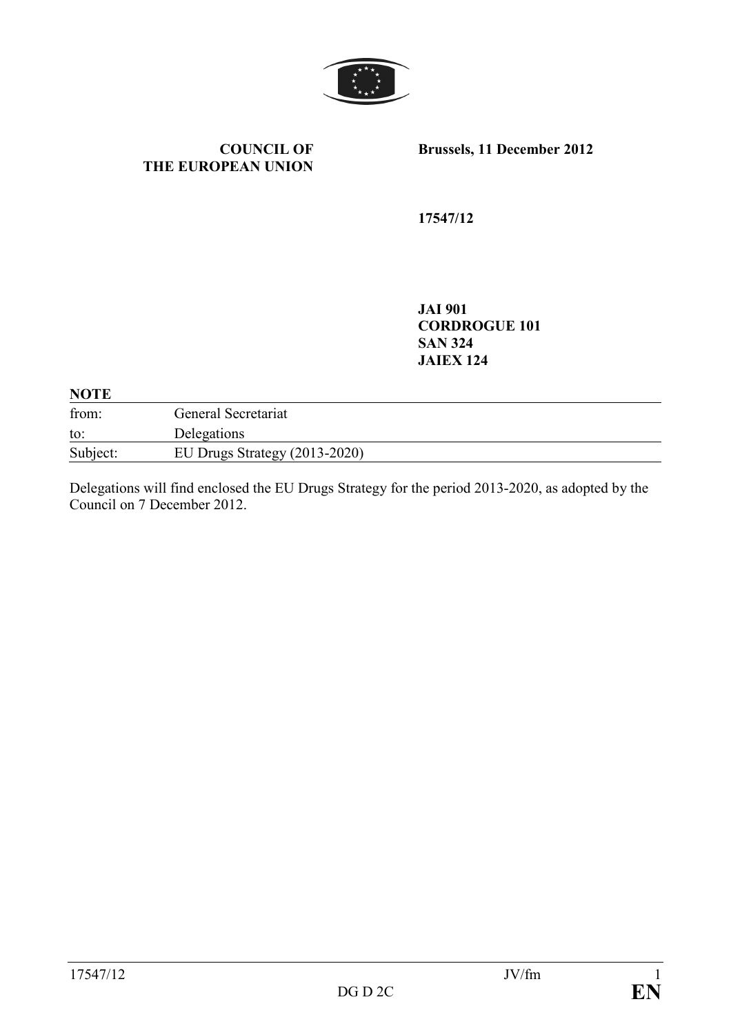**COUNCIL OF THE EUROPEAN UNION**

**Brussels, 11 December 2012**

**17547/12**

**JAI 901**
**CORDROGUE 101**
**SAN 324**
**JAIEX 124**

**NOTE**

| | |
|---|---|
| from: | General Secretariat |
| to: | Delegations |
| Subject: | EU Drugs Strategy (2013-2020) |

Delegations will find enclosed the EU Drugs Strategy for the period 2013-2020, as adopted by the Council on 7 December 2012.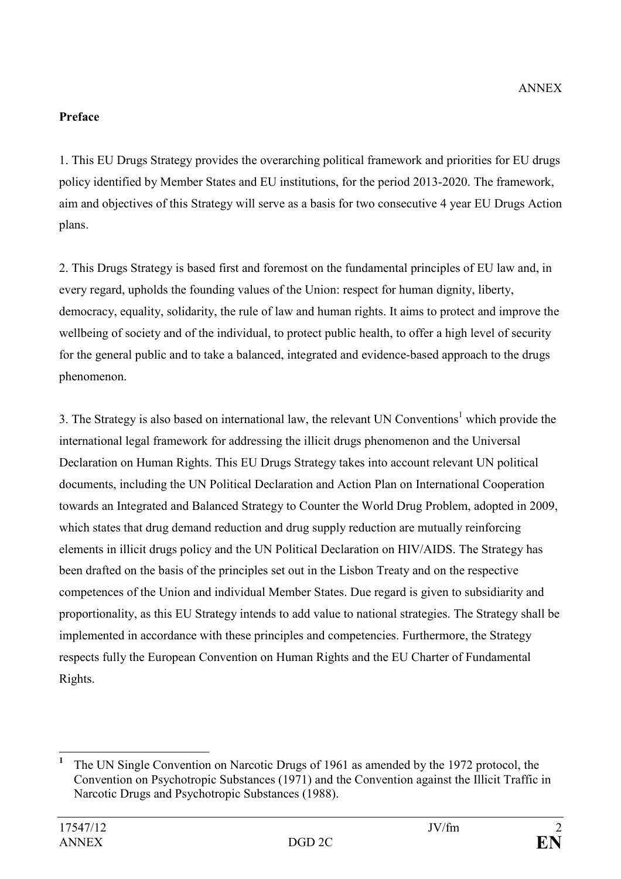ANNEX

**Preface**

1. This EU Drugs Strategy provides the overarching political framework and priorities for EU drugs policy identified by Member States and EU institutions, for the period 2013-2020. The framework, aim and objectives of this Strategy will serve as a basis for two consecutive 4 year EU Drugs Action plans.

2. This Drugs Strategy is based first and foremost on the fundamental principles of EU law and, in every regard, upholds the founding values of the Union: respect for human dignity, liberty, democracy, equality, solidarity, the rule of law and human rights. It aims to protect and improve the wellbeing of society and of the individual, to protect public health, to offer a high level of security for the general public and to take a balanced, integrated and evidence-based approach to the drugs phenomenon.

3. The Strategy is also based on international law, the relevant UN Conventions[1] which provide the international legal framework for addressing the illicit drugs phenomenon and the Universal Declaration on Human Rights. This EU Drugs Strategy takes into account relevant UN political documents, including the UN Political Declaration and Action Plan on International Cooperation towards an Integrated and Balanced Strategy to Counter the World Drug Problem, adopted in 2009, which states that drug demand reduction and drug supply reduction are mutually reinforcing elements in illicit drugs policy and the UN Political Declaration on HIV/AIDS. The Strategy has been drafted on the basis of the principles set out in the Lisbon Treaty and on the respective competences of the Union and individual Member States. Due regard is given to subsidiarity and proportionality, as this EU Strategy intends to add value to national strategies. The Strategy shall be implemented in accordance with these principles and competencies. Furthermore, the Strategy respects fully the European Convention on Human Rights and the EU Charter of Fundamental Rights.

---

[1] The UN Single Convention on Narcotic Drugs of 1961 as amended by the 1972 protocol, the Convention on Psychotropic Substances (1971) and the Convention against the Illicit Traffic in Narcotic Drugs and Psychotropic Substances (1988).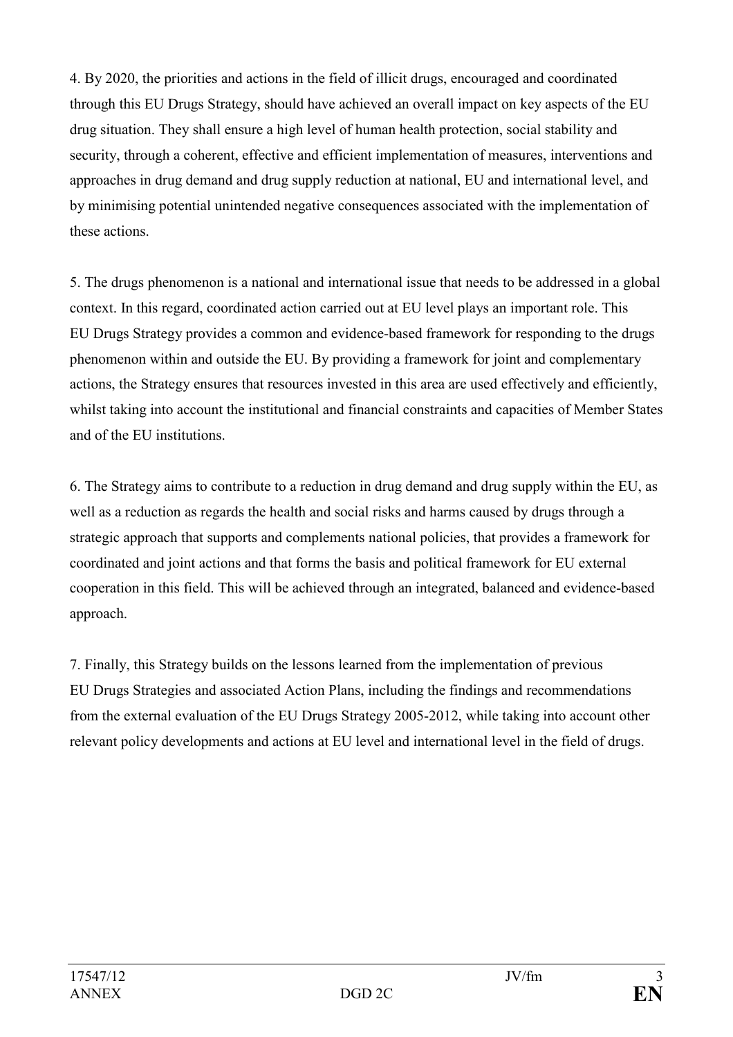4. By 2020, the priorities and actions in the field of illicit drugs, encouraged and coordinated through this EU Drugs Strategy, should have achieved an overall impact on key aspects of the EU drug situation. They shall ensure a high level of human health protection, social stability and security, through a coherent, effective and efficient implementation of measures, interventions and approaches in drug demand and drug supply reduction at national, EU and international level, and by minimising potential unintended negative consequences associated with the implementation of these actions.

5. The drugs phenomenon is a national and international issue that needs to be addressed in a global context. In this regard, coordinated action carried out at EU level plays an important role. This EU Drugs Strategy provides a common and evidence-based framework for responding to the drugs phenomenon within and outside the EU. By providing a framework for joint and complementary actions, the Strategy ensures that resources invested in this area are used effectively and efficiently, whilst taking into account the institutional and financial constraints and capacities of Member States and of the EU institutions.

6. The Strategy aims to contribute to a reduction in drug demand and drug supply within the EU, as well as a reduction as regards the health and social risks and harms caused by drugs through a strategic approach that supports and complements national policies, that provides a framework for coordinated and joint actions and that forms the basis and political framework for EU external cooperation in this field. This will be achieved through an integrated, balanced and evidence-based approach.

7. Finally, this Strategy builds on the lessons learned from the implementation of previous EU Drugs Strategies and associated Action Plans, including the findings and recommendations from the external evaluation of the EU Drugs Strategy 2005-2012, while taking into account other relevant policy developments and actions at EU level and international level in the field of drugs.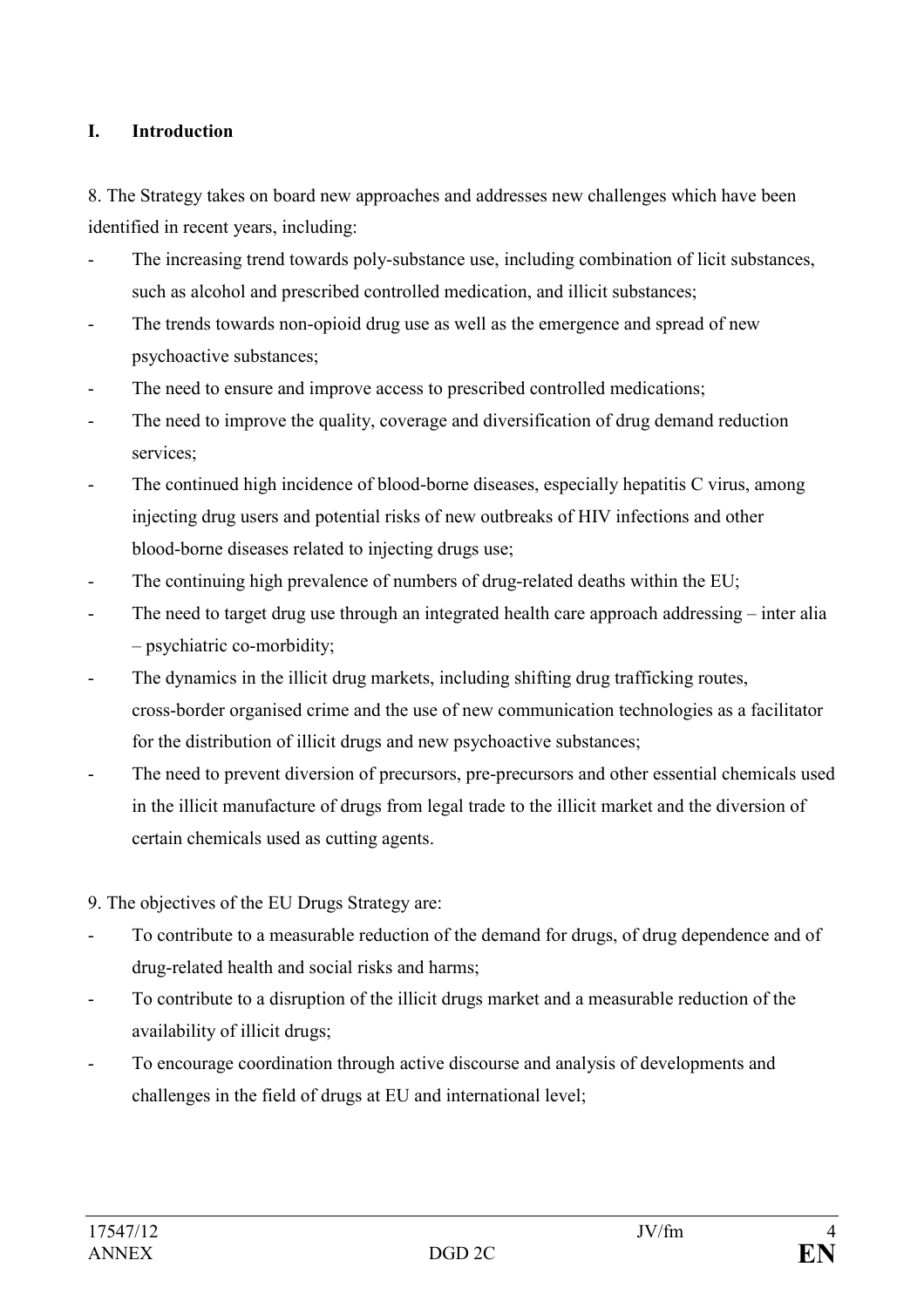## I. Introduction

8. The Strategy takes on board new approaches and addresses new challenges which have been identified in recent years, including:

- The increasing trend towards poly-substance use, including combination of licit substances, such as alcohol and prescribed controlled medication, and illicit substances;
- The trends towards non-opioid drug use as well as the emergence and spread of new psychoactive substances;
- The need to ensure and improve access to prescribed controlled medications;
- The need to improve the quality, coverage and diversification of drug demand reduction services;
- The continued high incidence of blood-borne diseases, especially hepatitis C virus, among injecting drug users and potential risks of new outbreaks of HIV infections and other blood-borne diseases related to injecting drugs use;
- The continuing high prevalence of numbers of drug-related deaths within the EU;
- The need to target drug use through an integrated health care approach addressing – inter alia – psychiatric co-morbidity;
- The dynamics in the illicit drug markets, including shifting drug trafficking routes, cross-border organised crime and the use of new communication technologies as a facilitator for the distribution of illicit drugs and new psychoactive substances;
- The need to prevent diversion of precursors, pre-precursors and other essential chemicals used in the illicit manufacture of drugs from legal trade to the illicit market and the diversion of certain chemicals used as cutting agents.

9. The objectives of the EU Drugs Strategy are:

- To contribute to a measurable reduction of the demand for drugs, of drug dependence and of drug-related health and social risks and harms;
- To contribute to a disruption of the illicit drugs market and a measurable reduction of the availability of illicit drugs;
- To encourage coordination through active discourse and analysis of developments and challenges in the field of drugs at EU and international level;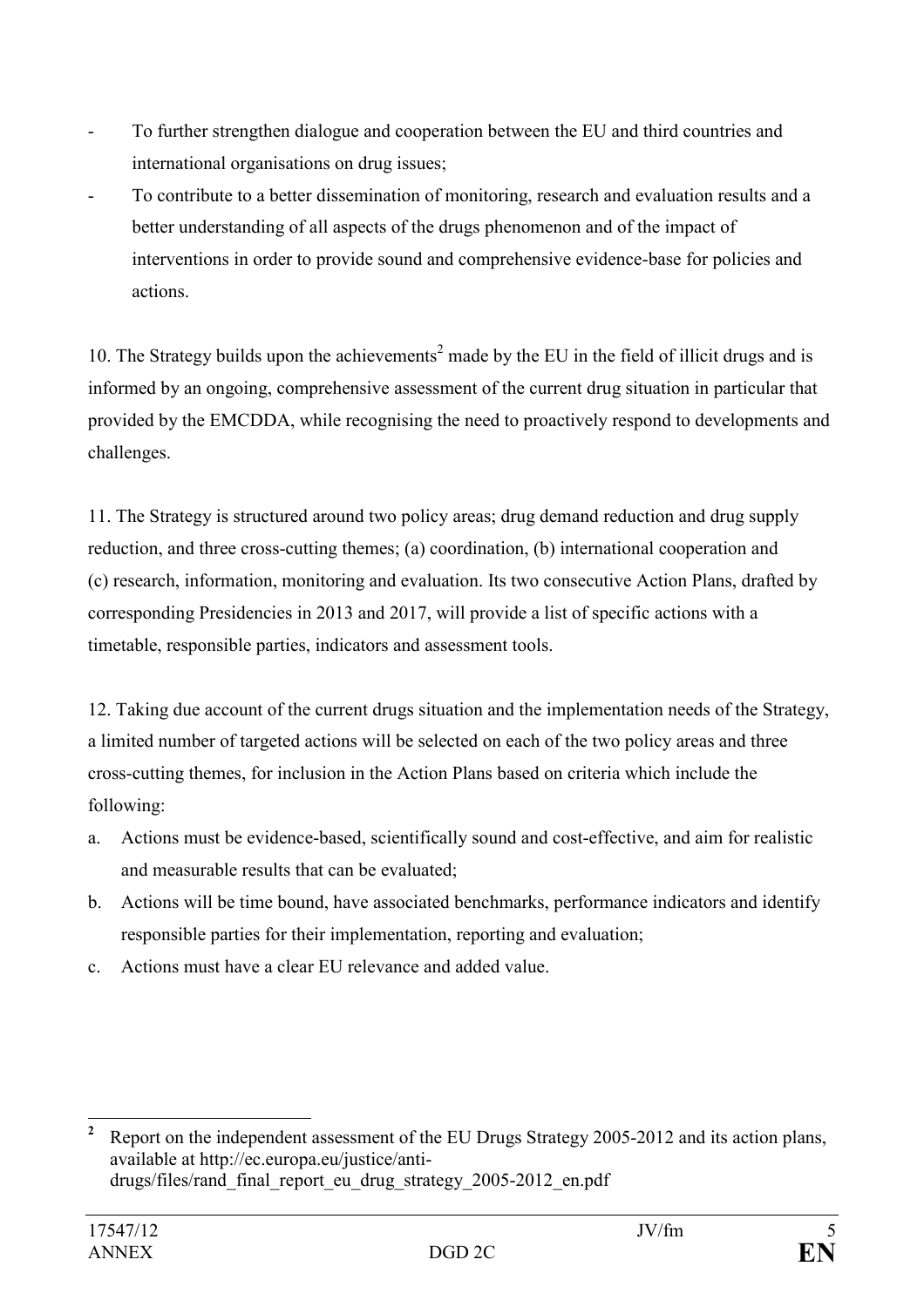- To further strengthen dialogue and cooperation between the EU and third countries and international organisations on drug issues;
- To contribute to a better dissemination of monitoring, research and evaluation results and a better understanding of all aspects of the drugs phenomenon and of the impact of interventions in order to provide sound and comprehensive evidence-base for policies and actions.

10. The Strategy builds upon the achievements[2] made by the EU in the field of illicit drugs and is informed by an ongoing, comprehensive assessment of the current drug situation in particular that provided by the EMCDDA, while recognising the need to proactively respond to developments and challenges.

11. The Strategy is structured around two policy areas; drug demand reduction and drug supply reduction, and three cross-cutting themes; (a) coordination, (b) international cooperation and (c) research, information, monitoring and evaluation. Its two consecutive Action Plans, drafted by corresponding Presidencies in 2013 and 2017, will provide a list of specific actions with a timetable, responsible parties, indicators and assessment tools.

12. Taking due account of the current drugs situation and the implementation needs of the Strategy, a limited number of targeted actions will be selected on each of the two policy areas and three cross-cutting themes, for inclusion in the Action Plans based on criteria which include the following:

a. Actions must be evidence-based, scientifically sound and cost-effective, and aim for realistic and measurable results that can be evaluated;
b. Actions will be time bound, have associated benchmarks, performance indicators and identify responsible parties for their implementation, reporting and evaluation;
c. Actions must have a clear EU relevance and added value.

---

[2] Report on the independent assessment of the EU Drugs Strategy 2005-2012 and its action plans, available at http://ec.europa.eu/justice/anti-drugs/files/rand_final_report_eu_drug_strategy_2005-2012_en.pdf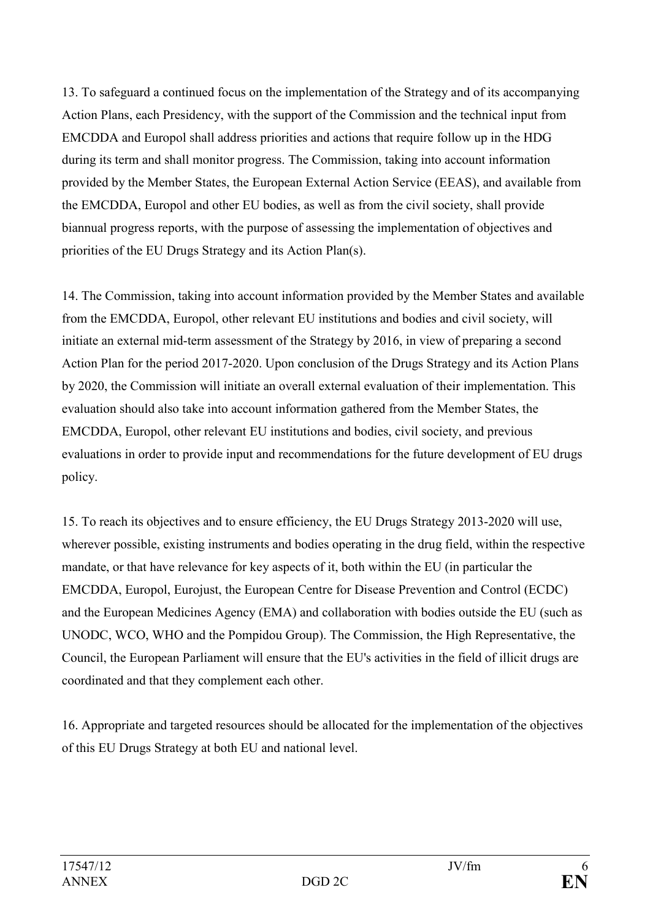13. To safeguard a continued focus on the implementation of the Strategy and of its accompanying Action Plans, each Presidency, with the support of the Commission and the technical input from EMCDDA and Europol shall address priorities and actions that require follow up in the HDG during its term and shall monitor progress. The Commission, taking into account information provided by the Member States, the European External Action Service (EEAS), and available from the EMCDDA, Europol and other EU bodies, as well as from the civil society, shall provide biannual progress reports, with the purpose of assessing the implementation of objectives and priorities of the EU Drugs Strategy and its Action Plan(s).

14. The Commission, taking into account information provided by the Member States and available from the EMCDDA, Europol, other relevant EU institutions and bodies and civil society, will initiate an external mid-term assessment of the Strategy by 2016, in view of preparing a second Action Plan for the period 2017-2020. Upon conclusion of the Drugs Strategy and its Action Plans by 2020, the Commission will initiate an overall external evaluation of their implementation. This evaluation should also take into account information gathered from the Member States, the EMCDDA, Europol, other relevant EU institutions and bodies, civil society, and previous evaluations in order to provide input and recommendations for the future development of EU drugs policy.

15. To reach its objectives and to ensure efficiency, the EU Drugs Strategy 2013-2020 will use, wherever possible, existing instruments and bodies operating in the drug field, within the respective mandate, or that have relevance for key aspects of it, both within the EU (in particular the EMCDDA, Europol, Eurojust, the European Centre for Disease Prevention and Control (ECDC) and the European Medicines Agency (EMA) and collaboration with bodies outside the EU (such as UNODC, WCO, WHO and the Pompidou Group). The Commission, the High Representative, the Council, the European Parliament will ensure that the EU's activities in the field of illicit drugs are coordinated and that they complement each other.

16. Appropriate and targeted resources should be allocated for the implementation of the objectives of this EU Drugs Strategy at both EU and national level.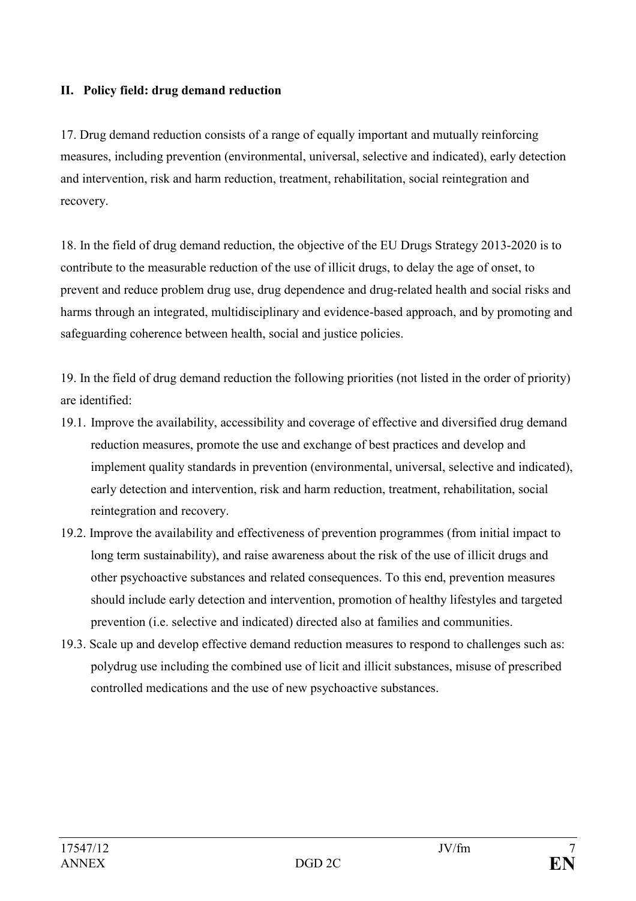## II. Policy field: drug demand reduction

17. Drug demand reduction consists of a range of equally important and mutually reinforcing measures, including prevention (environmental, universal, selective and indicated), early detection and intervention, risk and harm reduction, treatment, rehabilitation, social reintegration and recovery.

18. In the field of drug demand reduction, the objective of the EU Drugs Strategy 2013-2020 is to contribute to the measurable reduction of the use of illicit drugs, to delay the age of onset, to prevent and reduce problem drug use, drug dependence and drug-related health and social risks and harms through an integrated, multidisciplinary and evidence-based approach, and by promoting and safeguarding coherence between health, social and justice policies.

19. In the field of drug demand reduction the following priorities (not listed in the order of priority) are identified:

19.1. Improve the availability, accessibility and coverage of effective and diversified drug demand reduction measures, promote the use and exchange of best practices and develop and implement quality standards in prevention (environmental, universal, selective and indicated), early detection and intervention, risk and harm reduction, treatment, rehabilitation, social reintegration and recovery.

19.2. Improve the availability and effectiveness of prevention programmes (from initial impact to long term sustainability), and raise awareness about the risk of the use of illicit drugs and other psychoactive substances and related consequences. To this end, prevention measures should include early detection and intervention, promotion of healthy lifestyles and targeted prevention (i.e. selective and indicated) directed also at families and communities.

19.3. Scale up and develop effective demand reduction measures to respond to challenges such as: polydrug use including the combined use of licit and illicit substances, misuse of prescribed controlled medications and the use of new psychoactive substances.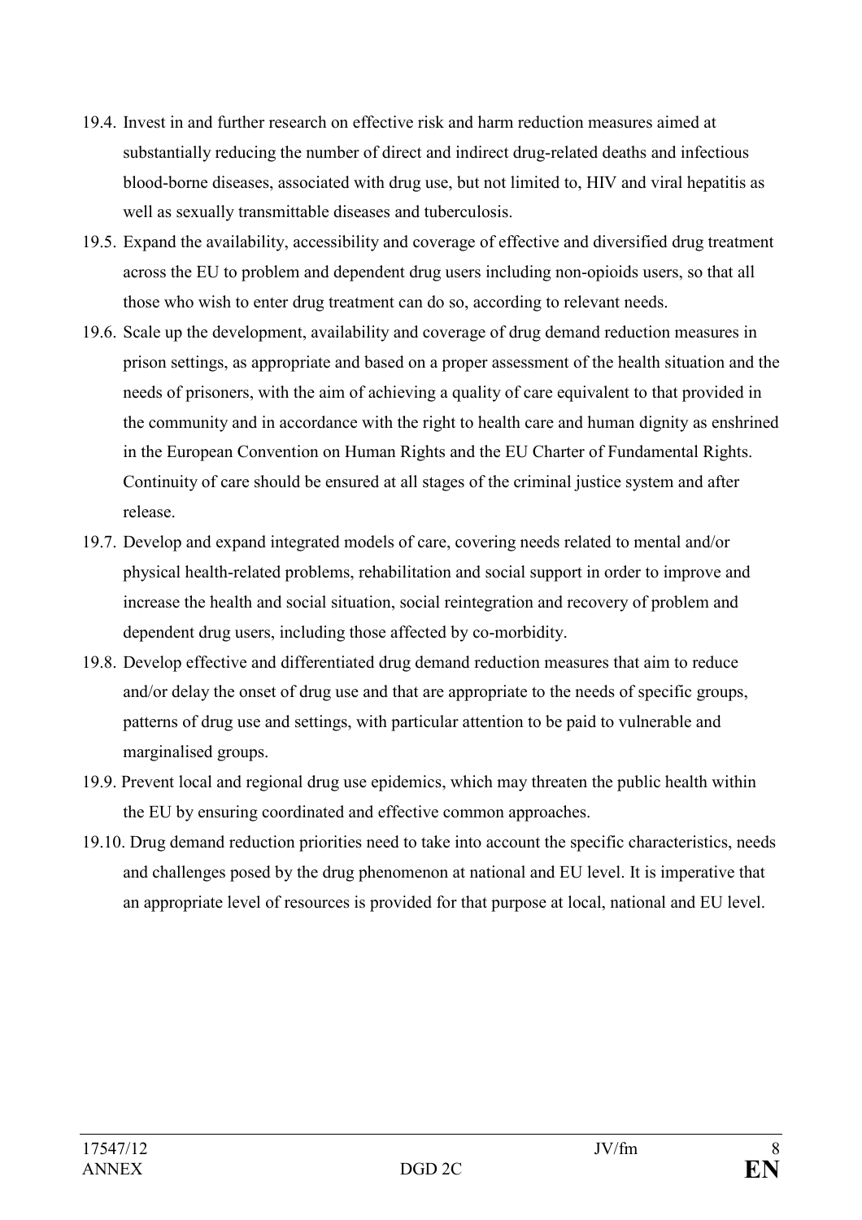19.4. Invest in and further research on effective risk and harm reduction measures aimed at substantially reducing the number of direct and indirect drug-related deaths and infectious blood-borne diseases, associated with drug use, but not limited to, HIV and viral hepatitis as well as sexually transmittable diseases and tuberculosis.

19.5. Expand the availability, accessibility and coverage of effective and diversified drug treatment across the EU to problem and dependent drug users including non-opioids users, so that all those who wish to enter drug treatment can do so, according to relevant needs.

19.6. Scale up the development, availability and coverage of drug demand reduction measures in prison settings, as appropriate and based on a proper assessment of the health situation and the needs of prisoners, with the aim of achieving a quality of care equivalent to that provided in the community and in accordance with the right to health care and human dignity as enshrined in the European Convention on Human Rights and the EU Charter of Fundamental Rights. Continuity of care should be ensured at all stages of the criminal justice system and after release.

19.7. Develop and expand integrated models of care, covering needs related to mental and/or physical health-related problems, rehabilitation and social support in order to improve and increase the health and social situation, social reintegration and recovery of problem and dependent drug users, including those affected by co-morbidity.

19.8. Develop effective and differentiated drug demand reduction measures that aim to reduce and/or delay the onset of drug use and that are appropriate to the needs of specific groups, patterns of drug use and settings, with particular attention to be paid to vulnerable and marginalised groups.

19.9. Prevent local and regional drug use epidemics, which may threaten the public health within the EU by ensuring coordinated and effective common approaches.

19.10. Drug demand reduction priorities need to take into account the specific characteristics, needs and challenges posed by the drug phenomenon at national and EU level. It is imperative that an appropriate level of resources is provided for that purpose at local, national and EU level.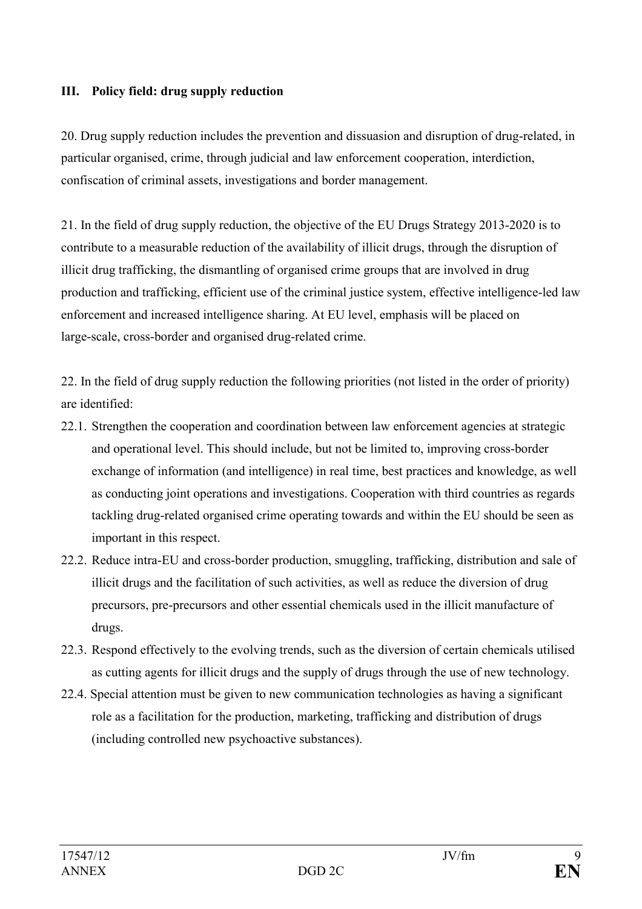## III. Policy field: drug supply reduction

20. Drug supply reduction includes the prevention and dissuasion and disruption of drug-related, in particular organised, crime, through judicial and law enforcement cooperation, interdiction, confiscation of criminal assets, investigations and border management.

21. In the field of drug supply reduction, the objective of the EU Drugs Strategy 2013-2020 is to contribute to a measurable reduction of the availability of illicit drugs, through the disruption of illicit drug trafficking, the dismantling of organised crime groups that are involved in drug production and trafficking, efficient use of the criminal justice system, effective intelligence-led law enforcement and increased intelligence sharing. At EU level, emphasis will be placed on large-scale, cross-border and organised drug-related crime.

22. In the field of drug supply reduction the following priorities (not listed in the order of priority) are identified:

22.1. Strengthen the cooperation and coordination between law enforcement agencies at strategic and operational level. This should include, but not be limited to, improving cross-border exchange of information (and intelligence) in real time, best practices and knowledge, as well as conducting joint operations and investigations. Cooperation with third countries as regards tackling drug-related organised crime operating towards and within the EU should be seen as important in this respect.

22.2. Reduce intra-EU and cross-border production, smuggling, trafficking, distribution and sale of illicit drugs and the facilitation of such activities, as well as reduce the diversion of drug precursors, pre-precursors and other essential chemicals used in the illicit manufacture of drugs.

22.3. Respond effectively to the evolving trends, such as the diversion of certain chemicals utilised as cutting agents for illicit drugs and the supply of drugs through the use of new technology.

22.4. Special attention must be given to new communication technologies as having a significant role as a facilitation for the production, marketing, trafficking and distribution of drugs (including controlled new psychoactive substances).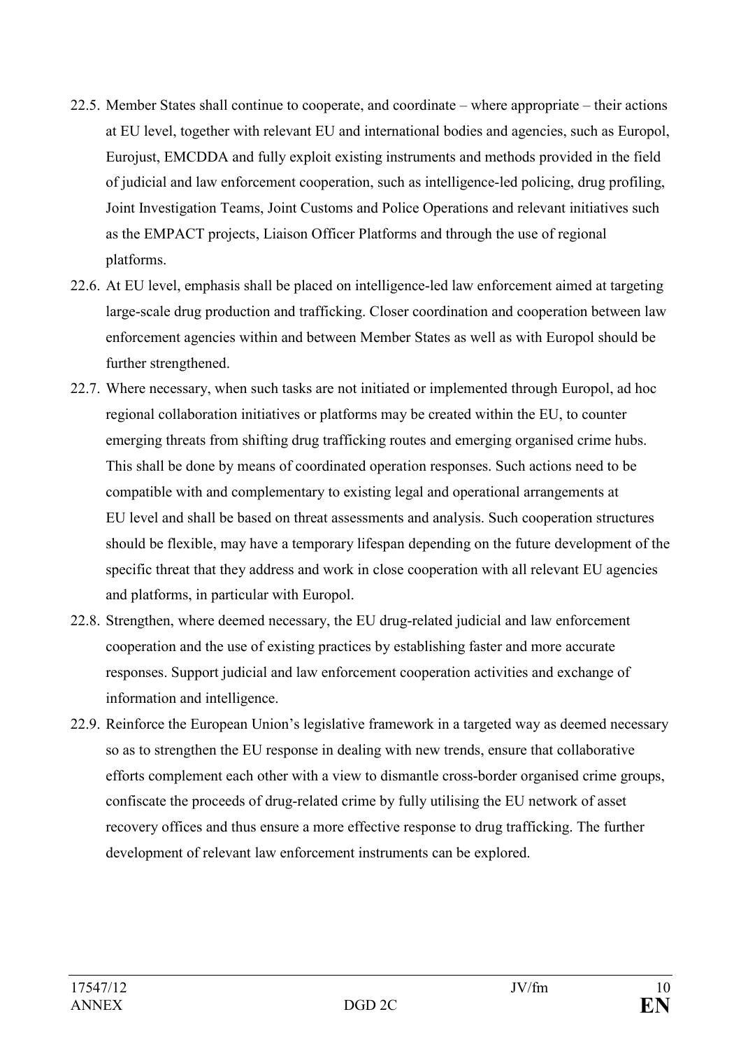22.5. Member States shall continue to cooperate, and coordinate – where appropriate – their actions at EU level, together with relevant EU and international bodies and agencies, such as Europol, Eurojust, EMCDDA and fully exploit existing instruments and methods provided in the field of judicial and law enforcement cooperation, such as intelligence-led policing, drug profiling, Joint Investigation Teams, Joint Customs and Police Operations and relevant initiatives such as the EMPACT projects, Liaison Officer Platforms and through the use of regional platforms.

22.6. At EU level, emphasis shall be placed on intelligence-led law enforcement aimed at targeting large-scale drug production and trafficking. Closer coordination and cooperation between law enforcement agencies within and between Member States as well as with Europol should be further strengthened.

22.7. Where necessary, when such tasks are not initiated or implemented through Europol, ad hoc regional collaboration initiatives or platforms may be created within the EU, to counter emerging threats from shifting drug trafficking routes and emerging organised crime hubs. This shall be done by means of coordinated operation responses. Such actions need to be compatible with and complementary to existing legal and operational arrangements at EU level and shall be based on threat assessments and analysis. Such cooperation structures should be flexible, may have a temporary lifespan depending on the future development of the specific threat that they address and work in close cooperation with all relevant EU agencies and platforms, in particular with Europol.

22.8. Strengthen, where deemed necessary, the EU drug-related judicial and law enforcement cooperation and the use of existing practices by establishing faster and more accurate responses. Support judicial and law enforcement cooperation activities and exchange of information and intelligence.

22.9. Reinforce the European Union's legislative framework in a targeted way as deemed necessary so as to strengthen the EU response in dealing with new trends, ensure that collaborative efforts complement each other with a view to dismantle cross-border organised crime groups, confiscate the proceeds of drug-related crime by fully utilising the EU network of asset recovery offices and thus ensure a more effective response to drug trafficking. The further development of relevant law enforcement instruments can be explored.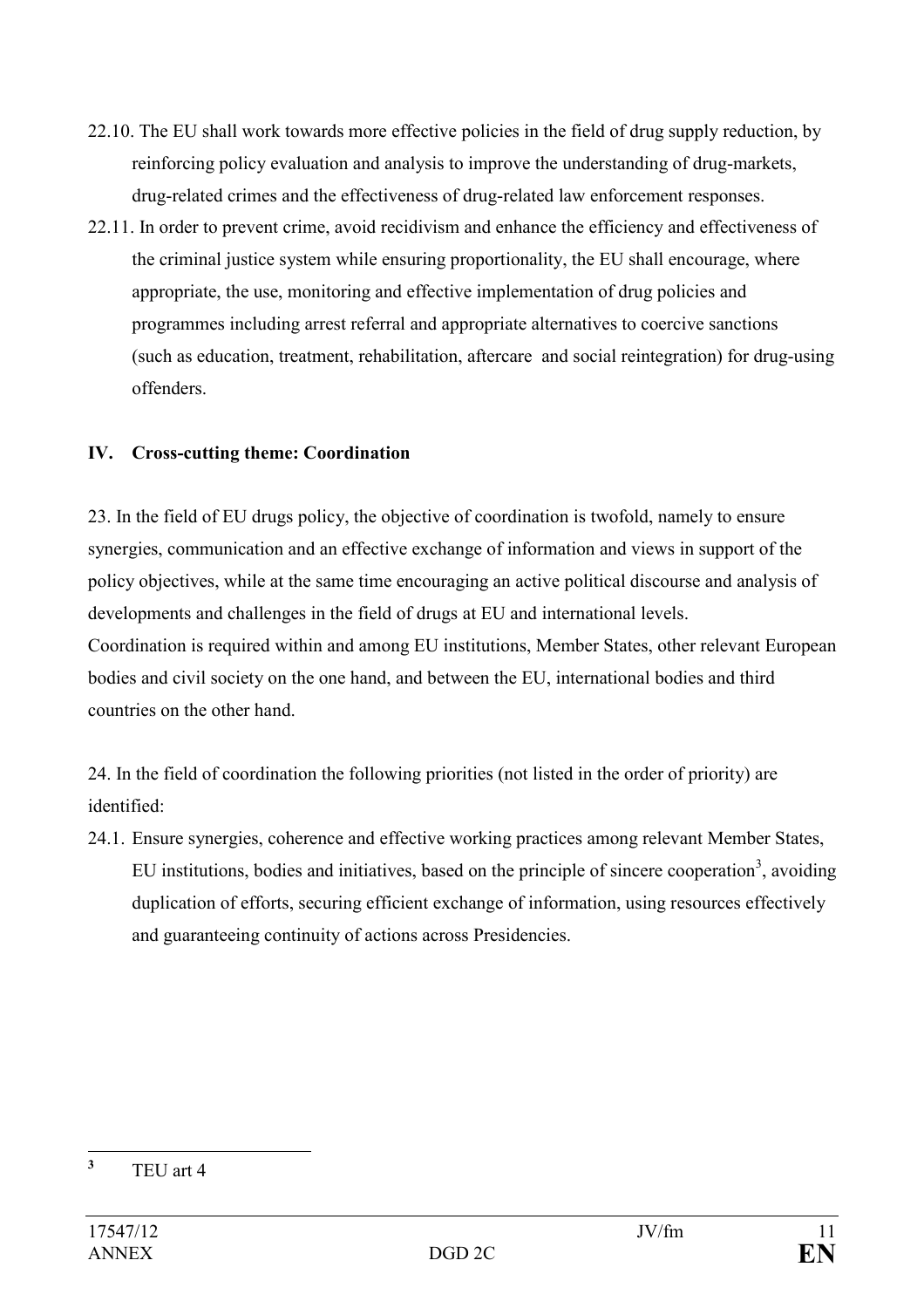22.10. The EU shall work towards more effective policies in the field of drug supply reduction, by reinforcing policy evaluation and analysis to improve the understanding of drug-markets, drug-related crimes and the effectiveness of drug-related law enforcement responses.

22.11. In order to prevent crime, avoid recidivism and enhance the efficiency and effectiveness of the criminal justice system while ensuring proportionality, the EU shall encourage, where appropriate, the use, monitoring and effective implementation of drug policies and programmes including arrest referral and appropriate alternatives to coercive sanctions (such as education, treatment, rehabilitation, aftercare and social reintegration) for drug-using offenders.

## IV. Cross-cutting theme: Coordination

23. In the field of EU drugs policy, the objective of coordination is twofold, namely to ensure synergies, communication and an effective exchange of information and views in support of the policy objectives, while at the same time encouraging an active political discourse and analysis of developments and challenges in the field of drugs at EU and international levels. Coordination is required within and among EU institutions, Member States, other relevant European bodies and civil society on the one hand, and between the EU, international bodies and third countries on the other hand.

24. In the field of coordination the following priorities (not listed in the order of priority) are identified:

24.1. Ensure synergies, coherence and effective working practices among relevant Member States, EU institutions, bodies and initiatives, based on the principle of sincere cooperation[3], avoiding duplication of efforts, securing efficient exchange of information, using resources effectively and guaranteeing continuity of actions across Presidencies.

---

[3] TEU art 4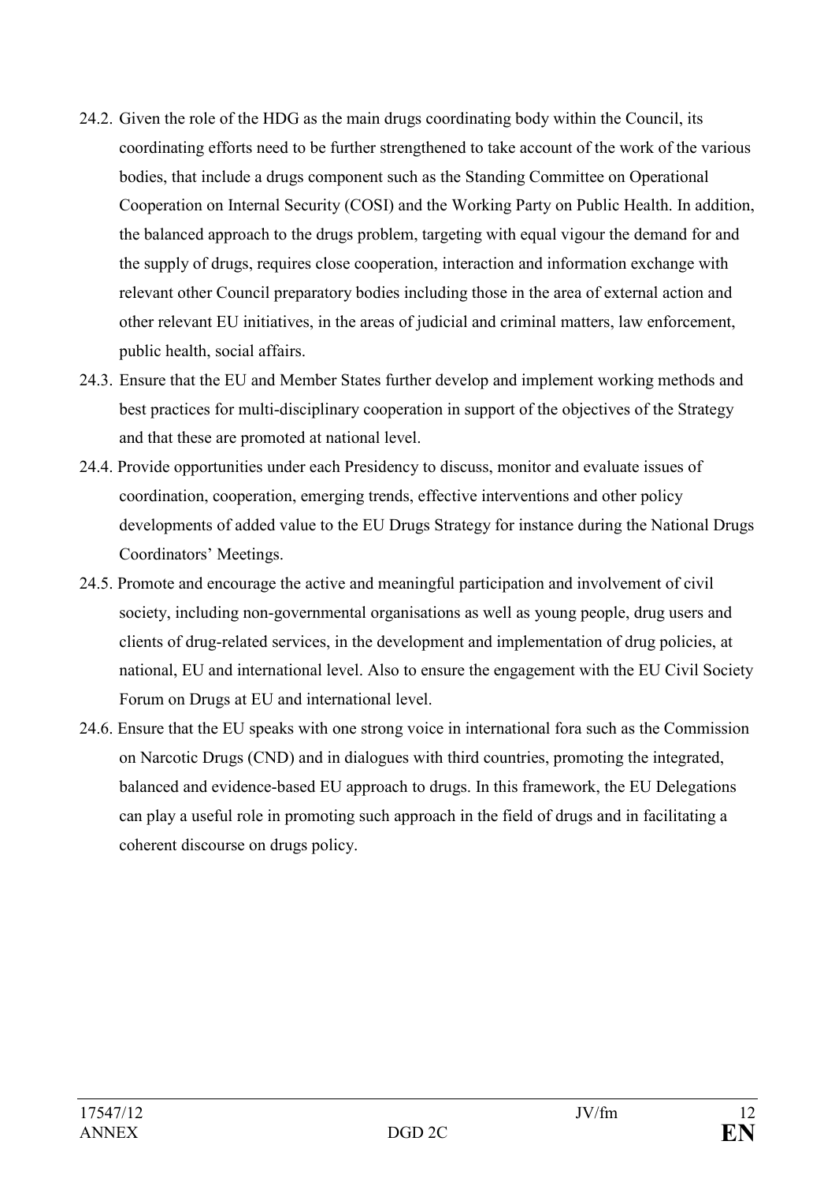24.2. Given the role of the HDG as the main drugs coordinating body within the Council, its coordinating efforts need to be further strengthened to take account of the work of the various bodies, that include a drugs component such as the Standing Committee on Operational Cooperation on Internal Security (COSI) and the Working Party on Public Health. In addition, the balanced approach to the drugs problem, targeting with equal vigour the demand for and the supply of drugs, requires close cooperation, interaction and information exchange with relevant other Council preparatory bodies including those in the area of external action and other relevant EU initiatives, in the areas of judicial and criminal matters, law enforcement, public health, social affairs.

24.3. Ensure that the EU and Member States further develop and implement working methods and best practices for multi-disciplinary cooperation in support of the objectives of the Strategy and that these are promoted at national level.

24.4. Provide opportunities under each Presidency to discuss, monitor and evaluate issues of coordination, cooperation, emerging trends, effective interventions and other policy developments of added value to the EU Drugs Strategy for instance during the National Drugs Coordinators' Meetings.

24.5. Promote and encourage the active and meaningful participation and involvement of civil society, including non-governmental organisations as well as young people, drug users and clients of drug-related services, in the development and implementation of drug policies, at national, EU and international level. Also to ensure the engagement with the EU Civil Society Forum on Drugs at EU and international level.

24.6. Ensure that the EU speaks with one strong voice in international fora such as the Commission on Narcotic Drugs (CND) and in dialogues with third countries, promoting the integrated, balanced and evidence-based EU approach to drugs. In this framework, the EU Delegations can play a useful role in promoting such approach in the field of drugs and in facilitating a coherent discourse on drugs policy.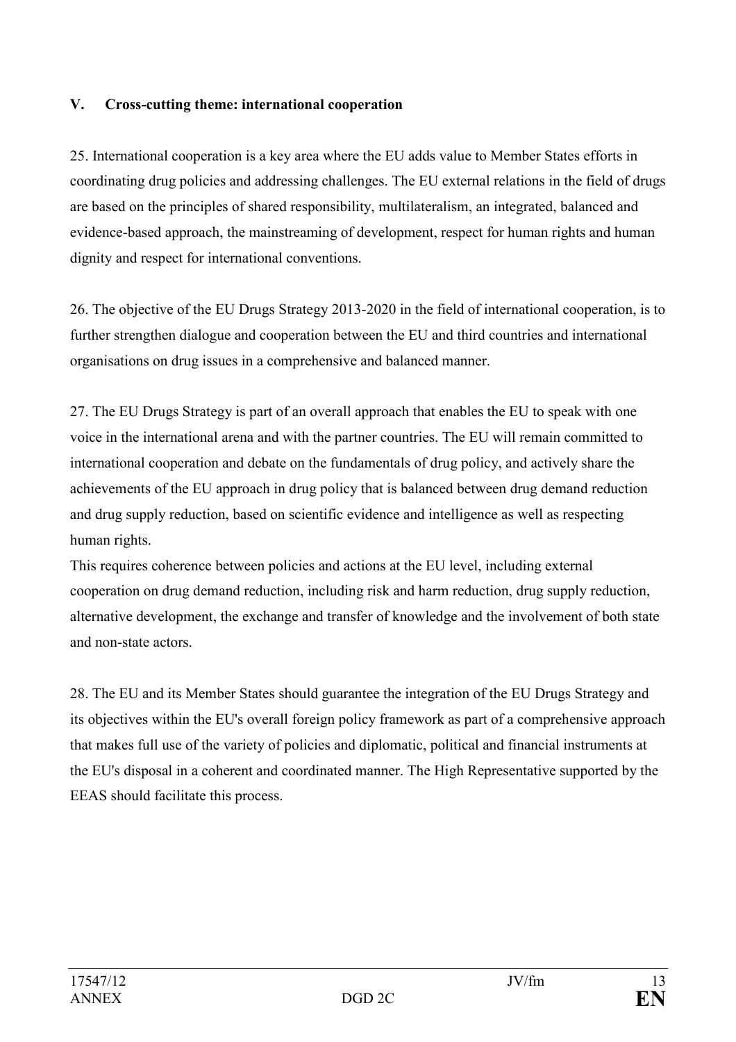## V. Cross-cutting theme: international cooperation

25. International cooperation is a key area where the EU adds value to Member States efforts in coordinating drug policies and addressing challenges. The EU external relations in the field of drugs are based on the principles of shared responsibility, multilateralism, an integrated, balanced and evidence-based approach, the mainstreaming of development, respect for human rights and human dignity and respect for international conventions.

26. The objective of the EU Drugs Strategy 2013-2020 in the field of international cooperation, is to further strengthen dialogue and cooperation between the EU and third countries and international organisations on drug issues in a comprehensive and balanced manner.

27. The EU Drugs Strategy is part of an overall approach that enables the EU to speak with one voice in the international arena and with the partner countries. The EU will remain committed to international cooperation and debate on the fundamentals of drug policy, and actively share the achievements of the EU approach in drug policy that is balanced between drug demand reduction and drug supply reduction, based on scientific evidence and intelligence as well as respecting human rights.
This requires coherence between policies and actions at the EU level, including external cooperation on drug demand reduction, including risk and harm reduction, drug supply reduction, alternative development, the exchange and transfer of knowledge and the involvement of both state and non-state actors.

28. The EU and its Member States should guarantee the integration of the EU Drugs Strategy and its objectives within the EU's overall foreign policy framework as part of a comprehensive approach that makes full use of the variety of policies and diplomatic, political and financial instruments at the EU's disposal in a coherent and coordinated manner. The High Representative supported by the EEAS should facilitate this process.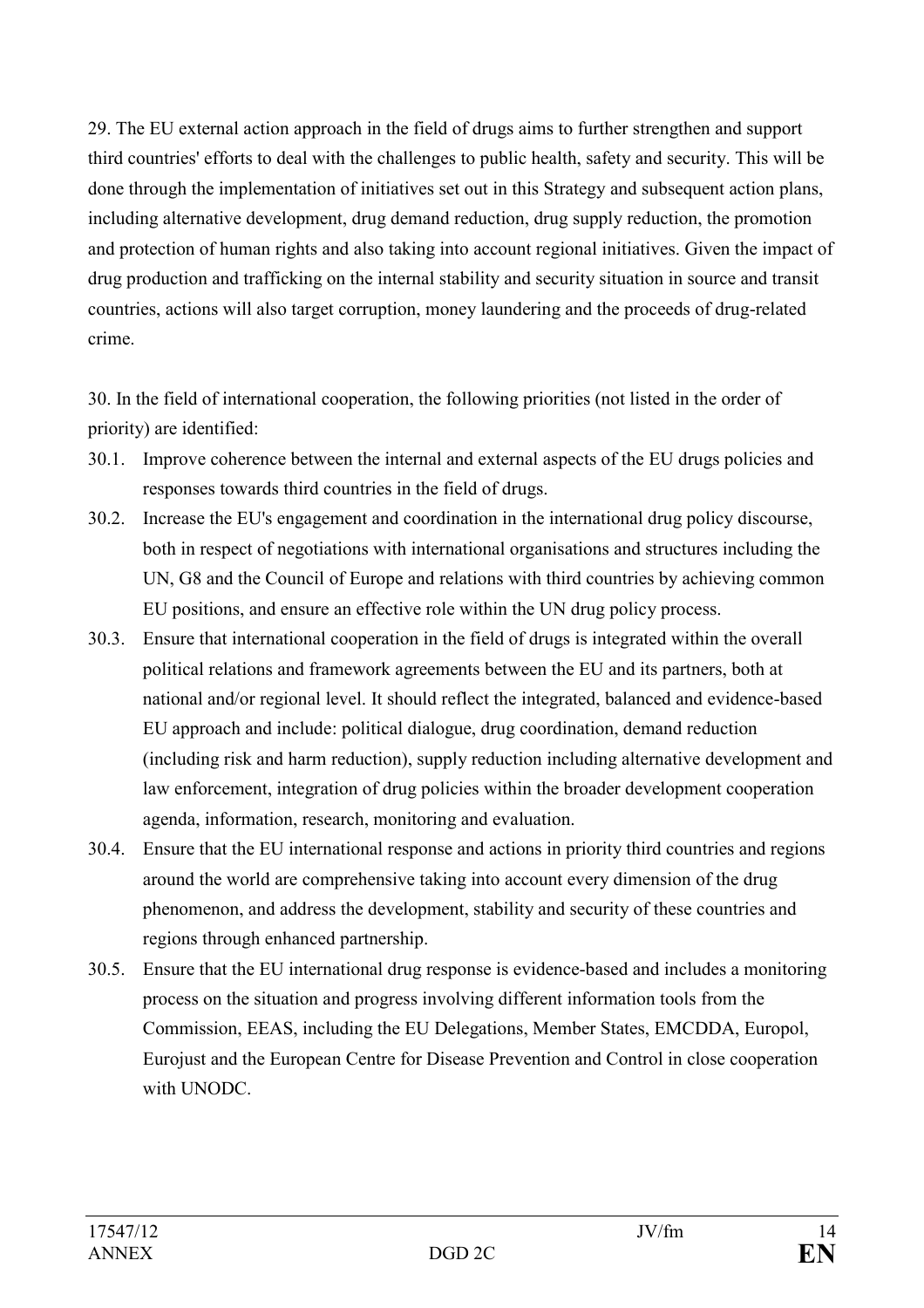29. The EU external action approach in the field of drugs aims to further strengthen and support third countries' efforts to deal with the challenges to public health, safety and security. This will be done through the implementation of initiatives set out in this Strategy and subsequent action plans, including alternative development, drug demand reduction, drug supply reduction, the promotion and protection of human rights and also taking into account regional initiatives. Given the impact of drug production and trafficking on the internal stability and security situation in source and transit countries, actions will also target corruption, money laundering and the proceeds of drug-related crime.

30. In the field of international cooperation, the following priorities (not listed in the order of priority) are identified:

30.1. Improve coherence between the internal and external aspects of the EU drugs policies and responses towards third countries in the field of drugs.

30.2. Increase the EU's engagement and coordination in the international drug policy discourse, both in respect of negotiations with international organisations and structures including the UN, G8 and the Council of Europe and relations with third countries by achieving common EU positions, and ensure an effective role within the UN drug policy process.

30.3. Ensure that international cooperation in the field of drugs is integrated within the overall political relations and framework agreements between the EU and its partners, both at national and/or regional level. It should reflect the integrated, balanced and evidence-based EU approach and include: political dialogue, drug coordination, demand reduction (including risk and harm reduction), supply reduction including alternative development and law enforcement, integration of drug policies within the broader development cooperation agenda, information, research, monitoring and evaluation.

30.4. Ensure that the EU international response and actions in priority third countries and regions around the world are comprehensive taking into account every dimension of the drug phenomenon, and address the development, stability and security of these countries and regions through enhanced partnership.

30.5. Ensure that the EU international drug response is evidence-based and includes a monitoring process on the situation and progress involving different information tools from the Commission, EEAS, including the EU Delegations, Member States, EMCDDA, Europol, Eurojust and the European Centre for Disease Prevention and Control in close cooperation with UNODC.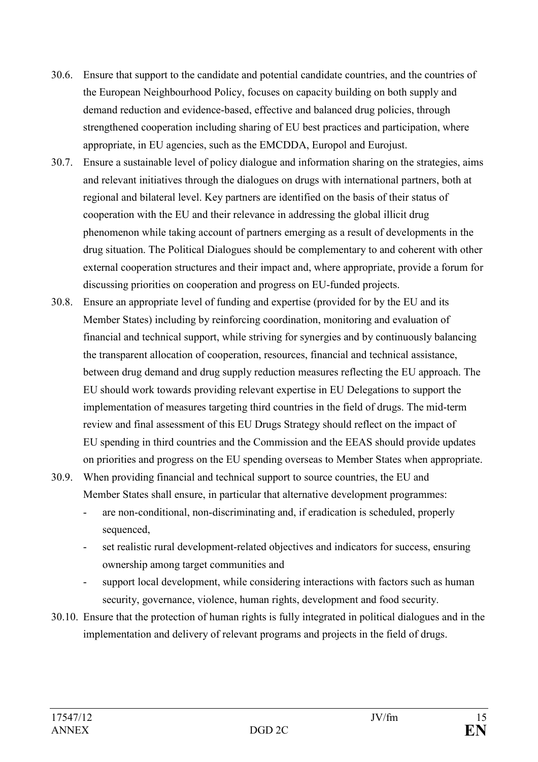30.6. Ensure that support to the candidate and potential candidate countries, and the countries of the European Neighbourhood Policy, focuses on capacity building on both supply and demand reduction and evidence-based, effective and balanced drug policies, through strengthened cooperation including sharing of EU best practices and participation, where appropriate, in EU agencies, such as the EMCDDA, Europol and Eurojust.

30.7. Ensure a sustainable level of policy dialogue and information sharing on the strategies, aims and relevant initiatives through the dialogues on drugs with international partners, both at regional and bilateral level. Key partners are identified on the basis of their status of cooperation with the EU and their relevance in addressing the global illicit drug phenomenon while taking account of partners emerging as a result of developments in the drug situation. The Political Dialogues should be complementary to and coherent with other external cooperation structures and their impact and, where appropriate, provide a forum for discussing priorities on cooperation and progress on EU-funded projects.

30.8. Ensure an appropriate level of funding and expertise (provided for by the EU and its Member States) including by reinforcing coordination, monitoring and evaluation of financial and technical support, while striving for synergies and by continuously balancing the transparent allocation of cooperation, resources, financial and technical assistance, between drug demand and drug supply reduction measures reflecting the EU approach. The EU should work towards providing relevant expertise in EU Delegations to support the implementation of measures targeting third countries in the field of drugs. The mid-term review and final assessment of this EU Drugs Strategy should reflect on the impact of EU spending in third countries and the Commission and the EEAS should provide updates on priorities and progress on the EU spending overseas to Member States when appropriate.

30.9. When providing financial and technical support to source countries, the EU and Member States shall ensure, in particular that alternative development programmes:

- are non-conditional, non-discriminating and, if eradication is scheduled, properly sequenced,
- set realistic rural development-related objectives and indicators for success, ensuring ownership among target communities and
- support local development, while considering interactions with factors such as human security, governance, violence, human rights, development and food security.

30.10. Ensure that the protection of human rights is fully integrated in political dialogues and in the implementation and delivery of relevant programs and projects in the field of drugs.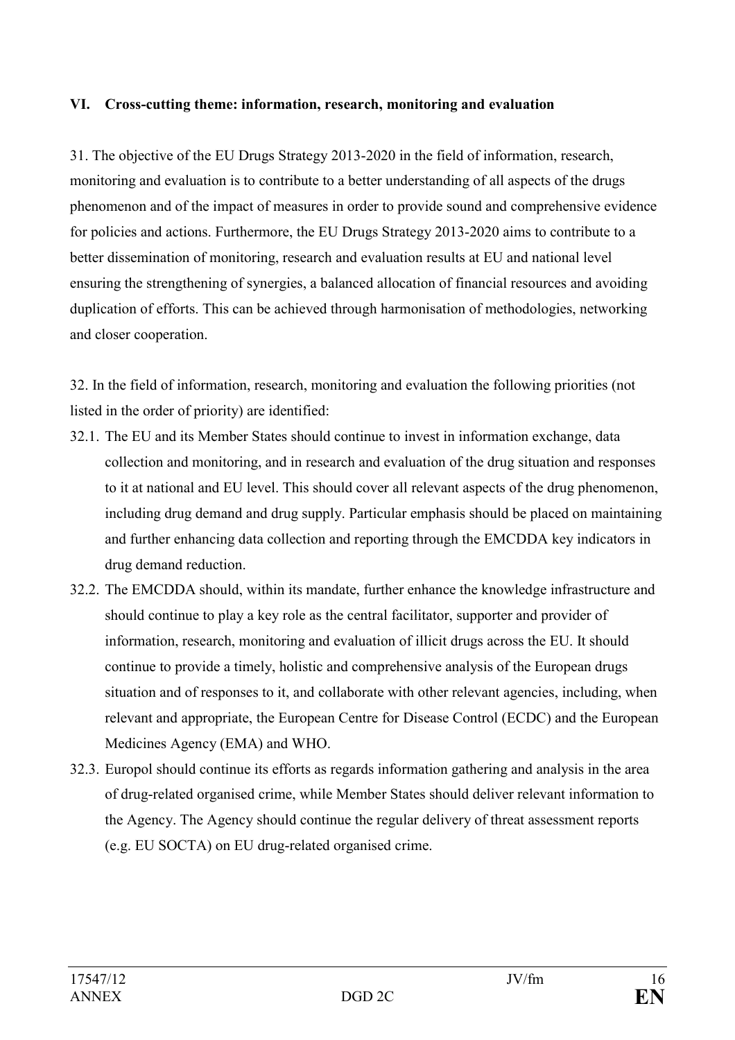## VI. Cross-cutting theme: information, research, monitoring and evaluation

31. The objective of the EU Drugs Strategy 2013-2020 in the field of information, research, monitoring and evaluation is to contribute to a better understanding of all aspects of the drugs phenomenon and of the impact of measures in order to provide sound and comprehensive evidence for policies and actions. Furthermore, the EU Drugs Strategy 2013-2020 aims to contribute to a better dissemination of monitoring, research and evaluation results at EU and national level ensuring the strengthening of synergies, a balanced allocation of financial resources and avoiding duplication of efforts. This can be achieved through harmonisation of methodologies, networking and closer cooperation.

32. In the field of information, research, monitoring and evaluation the following priorities (not listed in the order of priority) are identified:

32.1. The EU and its Member States should continue to invest in information exchange, data collection and monitoring, and in research and evaluation of the drug situation and responses to it at national and EU level. This should cover all relevant aspects of the drug phenomenon, including drug demand and drug supply. Particular emphasis should be placed on maintaining and further enhancing data collection and reporting through the EMCDDA key indicators in drug demand reduction.

32.2. The EMCDDA should, within its mandate, further enhance the knowledge infrastructure and should continue to play a key role as the central facilitator, supporter and provider of information, research, monitoring and evaluation of illicit drugs across the EU. It should continue to provide a timely, holistic and comprehensive analysis of the European drugs situation and of responses to it, and collaborate with other relevant agencies, including, when relevant and appropriate, the European Centre for Disease Control (ECDC) and the European Medicines Agency (EMA) and WHO.

32.3. Europol should continue its efforts as regards information gathering and analysis in the area of drug-related organised crime, while Member States should deliver relevant information to the Agency. The Agency should continue the regular delivery of threat assessment reports (e.g. EU SOCTA) on EU drug-related organised crime.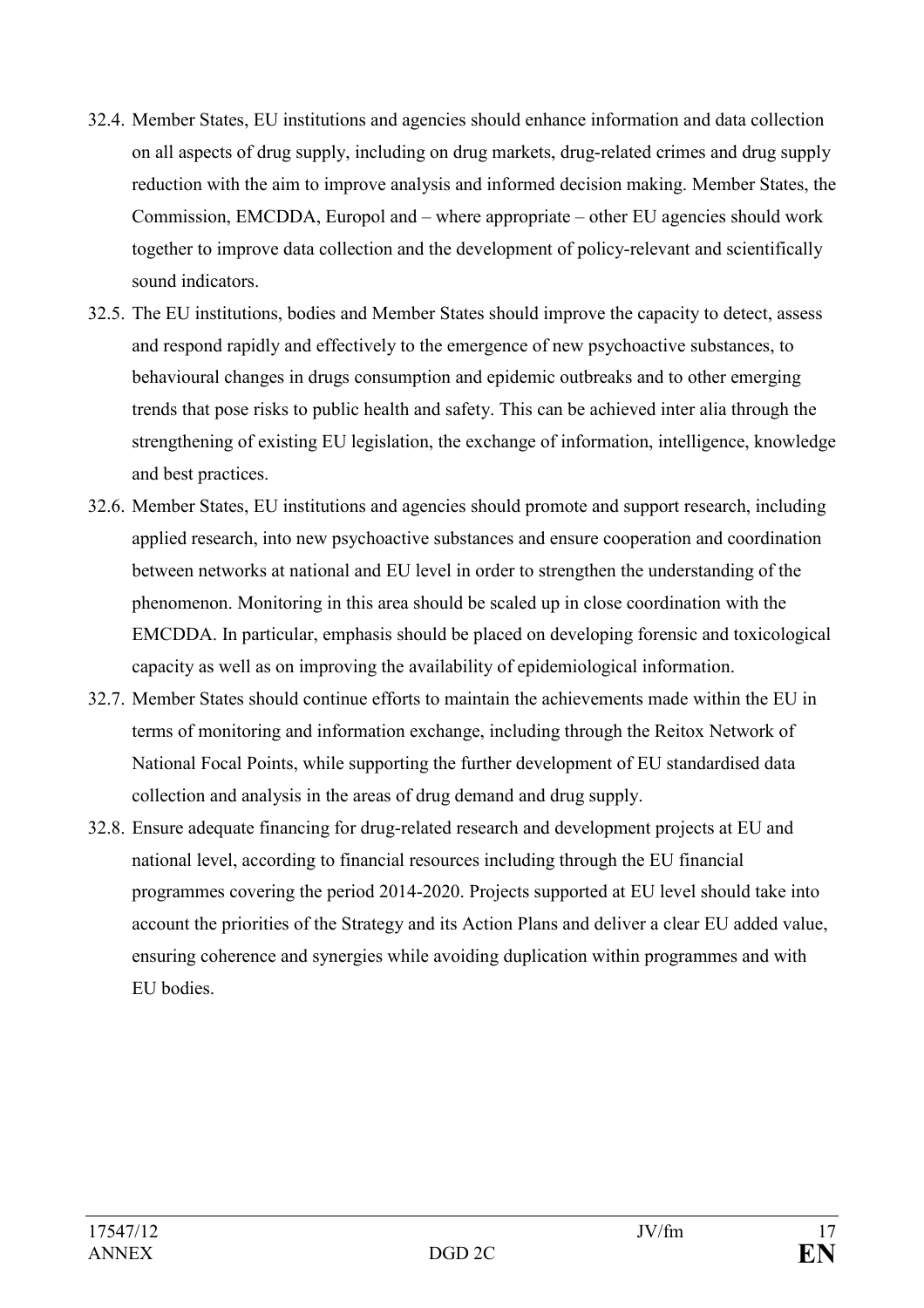32.4. Member States, EU institutions and agencies should enhance information and data collection on all aspects of drug supply, including on drug markets, drug-related crimes and drug supply reduction with the aim to improve analysis and informed decision making. Member States, the Commission, EMCDDA, Europol and – where appropriate – other EU agencies should work together to improve data collection and the development of policy-relevant and scientifically sound indicators.

32.5. The EU institutions, bodies and Member States should improve the capacity to detect, assess and respond rapidly and effectively to the emergence of new psychoactive substances, to behavioural changes in drugs consumption and epidemic outbreaks and to other emerging trends that pose risks to public health and safety. This can be achieved inter alia through the strengthening of existing EU legislation, the exchange of information, intelligence, knowledge and best practices.

32.6. Member States, EU institutions and agencies should promote and support research, including applied research, into new psychoactive substances and ensure cooperation and coordination between networks at national and EU level in order to strengthen the understanding of the phenomenon. Monitoring in this area should be scaled up in close coordination with the EMCDDA. In particular, emphasis should be placed on developing forensic and toxicological capacity as well as on improving the availability of epidemiological information.

32.7. Member States should continue efforts to maintain the achievements made within the EU in terms of monitoring and information exchange, including through the Reitox Network of National Focal Points, while supporting the further development of EU standardised data collection and analysis in the areas of drug demand and drug supply.

32.8. Ensure adequate financing for drug-related research and development projects at EU and national level, according to financial resources including through the EU financial programmes covering the period 2014-2020. Projects supported at EU level should take into account the priorities of the Strategy and its Action Plans and deliver a clear EU added value, ensuring coherence and synergies while avoiding duplication within programmes and with EU bodies.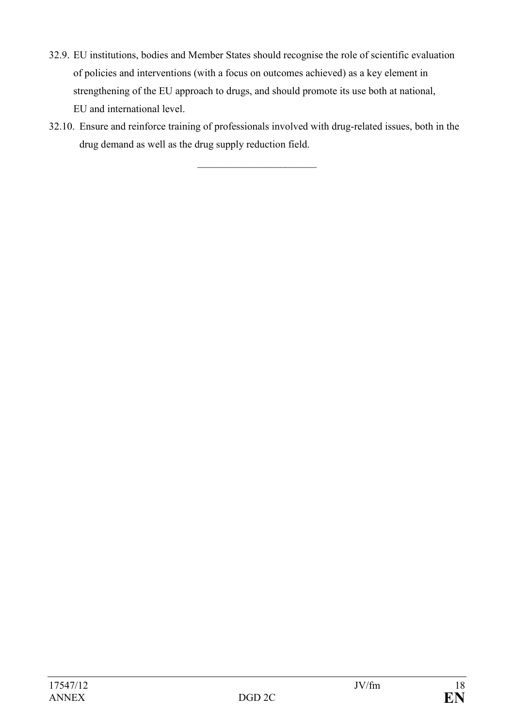32.9. EU institutions, bodies and Member States should recognise the role of scientific evaluation of policies and interventions (with a focus on outcomes achieved) as a key element in strengthening of the EU approach to drugs, and should promote its use both at national, EU and international level.

32.10. Ensure and reinforce training of professionals involved with drug-related issues, both in the drug demand as well as the drug supply reduction field.

\_\_\_\_\_\_\_\_\_\_\_\_\_\_\_\_\_\_\_\_\_\_\_\_